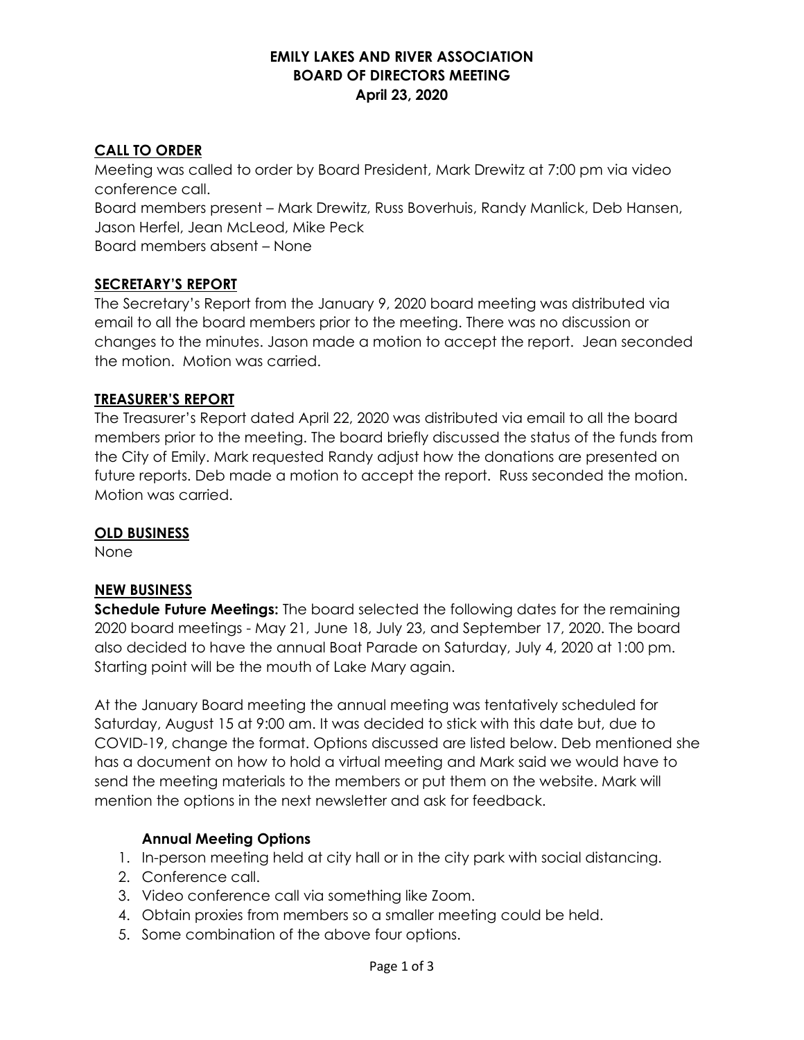# EMILY LAKES AND RIVER ASSOCIATION
## BOARD OF DIRECTORS MEETING
### April 23, 2020

## CALL TO ORDER

Meeting was called to order by Board President, Mark Drewitz at 7:00 pm via video conference call.

Board members present – Mark Drewitz, Russ Boverhuis, Randy Manlick, Deb Hansen, Jason Herfel, Jean McLeod, Mike Peck

Board members absent – None

## SECRETARY'S REPORT

The Secretary's Report from the January 9, 2020 board meeting was distributed via email to all the board members prior to the meeting. There was no discussion or changes to the minutes. Jason made a motion to accept the report. Jean seconded the motion. Motion was carried.

## TREASURER'S REPORT

The Treasurer's Report dated April 22, 2020 was distributed via email to all the board members prior to the meeting. The board briefly discussed the status of the funds from the City of Emily. Mark requested Randy adjust how the donations are presented on future reports. Deb made a motion to accept the report. Russ seconded the motion. Motion was carried.

## OLD BUSINESS

None

## NEW BUSINESS

**Schedule Future Meetings:** The board selected the following dates for the remaining 2020 board meetings - May 21, June 18, July 23, and September 17, 2020. The board also decided to have the annual Boat Parade on Saturday, July 4, 2020 at 1:00 pm. Starting point will be the mouth of Lake Mary again.

At the January Board meeting the annual meeting was tentatively scheduled for Saturday, August 15 at 9:00 am. It was decided to stick with this date but, due to COVID-19, change the format. Options discussed are listed below. Deb mentioned she has a document on how to hold a virtual meeting and Mark said we would have to send the meeting materials to the members or put them on the website. Mark will mention the options in the next newsletter and ask for feedback.

**Annual Meeting Options**

1. In-person meeting held at city hall or in the city park with social distancing.
2. Conference call.
3. Video conference call via something like Zoom.
4. Obtain proxies from members so a smaller meeting could be held.
5. Some combination of the above four options.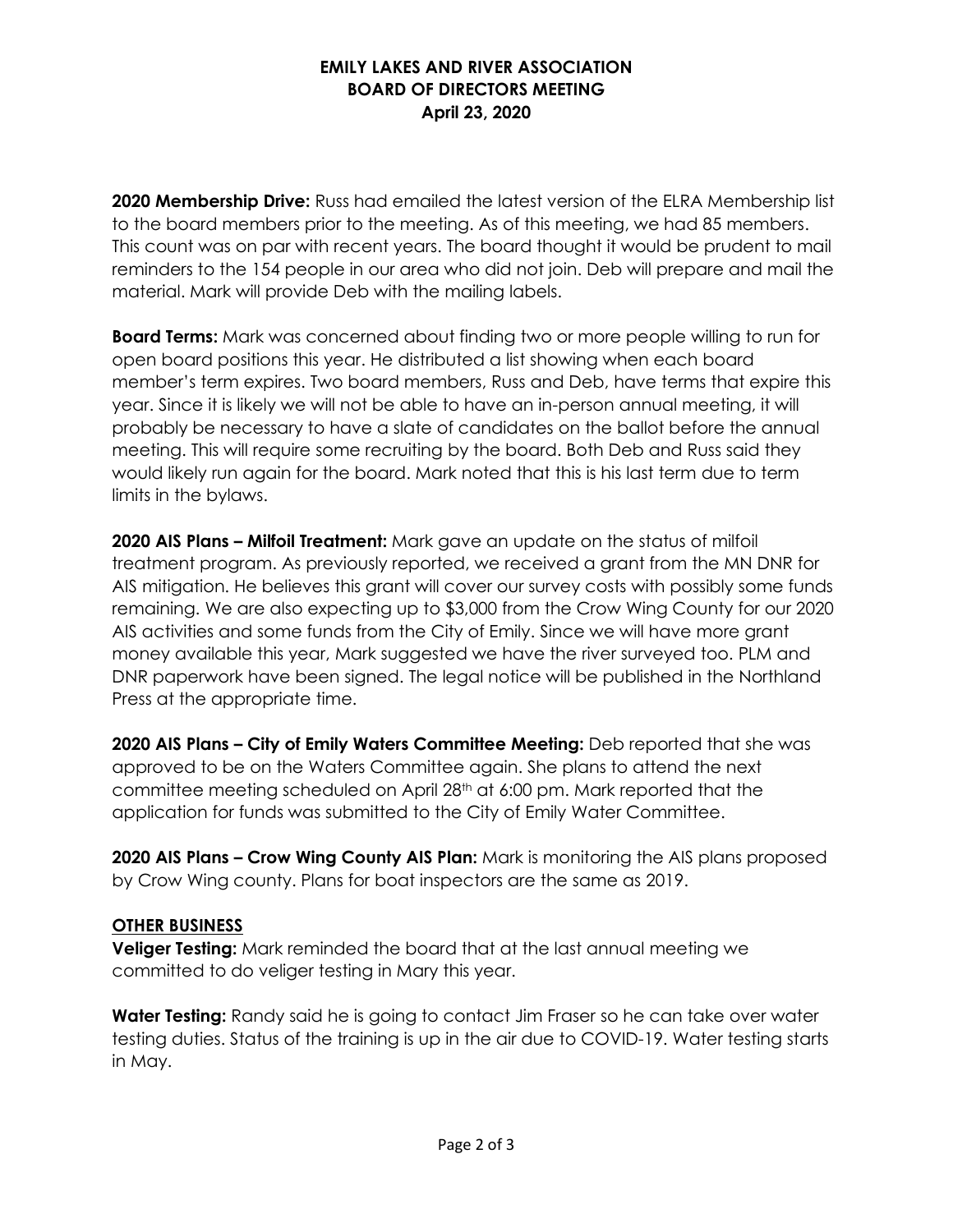**EMILY LAKES AND RIVER ASSOCIATION**
**BOARD OF DIRECTORS MEETING**
**April 23, 2020**

**2020 Membership Drive:** Russ had emailed the latest version of the ELRA Membership list to the board members prior to the meeting. As of this meeting, we had 85 members. This count was on par with recent years. The board thought it would be prudent to mail reminders to the 154 people in our area who did not join. Deb will prepare and mail the material. Mark will provide Deb with the mailing labels.

**Board Terms:** Mark was concerned about finding two or more people willing to run for open board positions this year. He distributed a list showing when each board member's term expires. Two board members, Russ and Deb, have terms that expire this year. Since it is likely we will not be able to have an in-person annual meeting, it will probably be necessary to have a slate of candidates on the ballot before the annual meeting. This will require some recruiting by the board. Both Deb and Russ said they would likely run again for the board. Mark noted that this is his last term due to term limits in the bylaws.

**2020 AIS Plans – Milfoil Treatment:** Mark gave an update on the status of milfoil treatment program. As previously reported, we received a grant from the MN DNR for AIS mitigation. He believes this grant will cover our survey costs with possibly some funds remaining. We are also expecting up to $3,000 from the Crow Wing County for our 2020 AIS activities and some funds from the City of Emily. Since we will have more grant money available this year, Mark suggested we have the river surveyed too. PLM and DNR paperwork have been signed. The legal notice will be published in the Northland Press at the appropriate time.

**2020 AIS Plans – City of Emily Waters Committee Meeting:** Deb reported that she was approved to be on the Waters Committee again. She plans to attend the next committee meeting scheduled on April 28th at 6:00 pm. Mark reported that the application for funds was submitted to the City of Emily Water Committee.

**2020 AIS Plans – Crow Wing County AIS Plan:** Mark is monitoring the AIS plans proposed by Crow Wing county. Plans for boat inspectors are the same as 2019.

**OTHER BUSINESS**

**Veliger Testing:** Mark reminded the board that at the last annual meeting we committed to do veliger testing in Mary this year.

**Water Testing:** Randy said he is going to contact Jim Fraser so he can take over water testing duties. Status of the training is up in the air due to COVID-19. Water testing starts in May.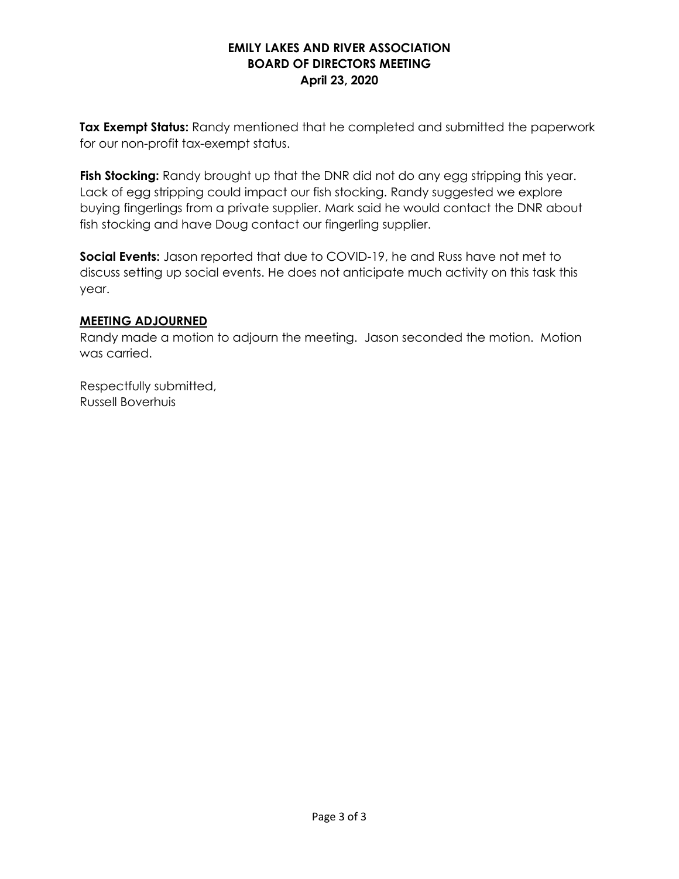**Tax Exempt Status:** Randy mentioned that he completed and submitted the paperwork for our non-profit tax-exempt status.

**Fish Stocking:** Randy brought up that the DNR did not do any egg stripping this year. Lack of egg stripping could impact our fish stocking. Randy suggested we explore buying fingerlings from a private supplier. Mark said he would contact the DNR about fish stocking and have Doug contact our fingerling supplier.

**Social Events:** Jason reported that due to COVID-19, he and Russ have not met to discuss setting up social events. He does not anticipate much activity on this task this year.

## MEETING ADJOURNED

Randy made a motion to adjourn the meeting. Jason seconded the motion. Motion was carried.

Respectfully submitted,
Russell Boverhuis